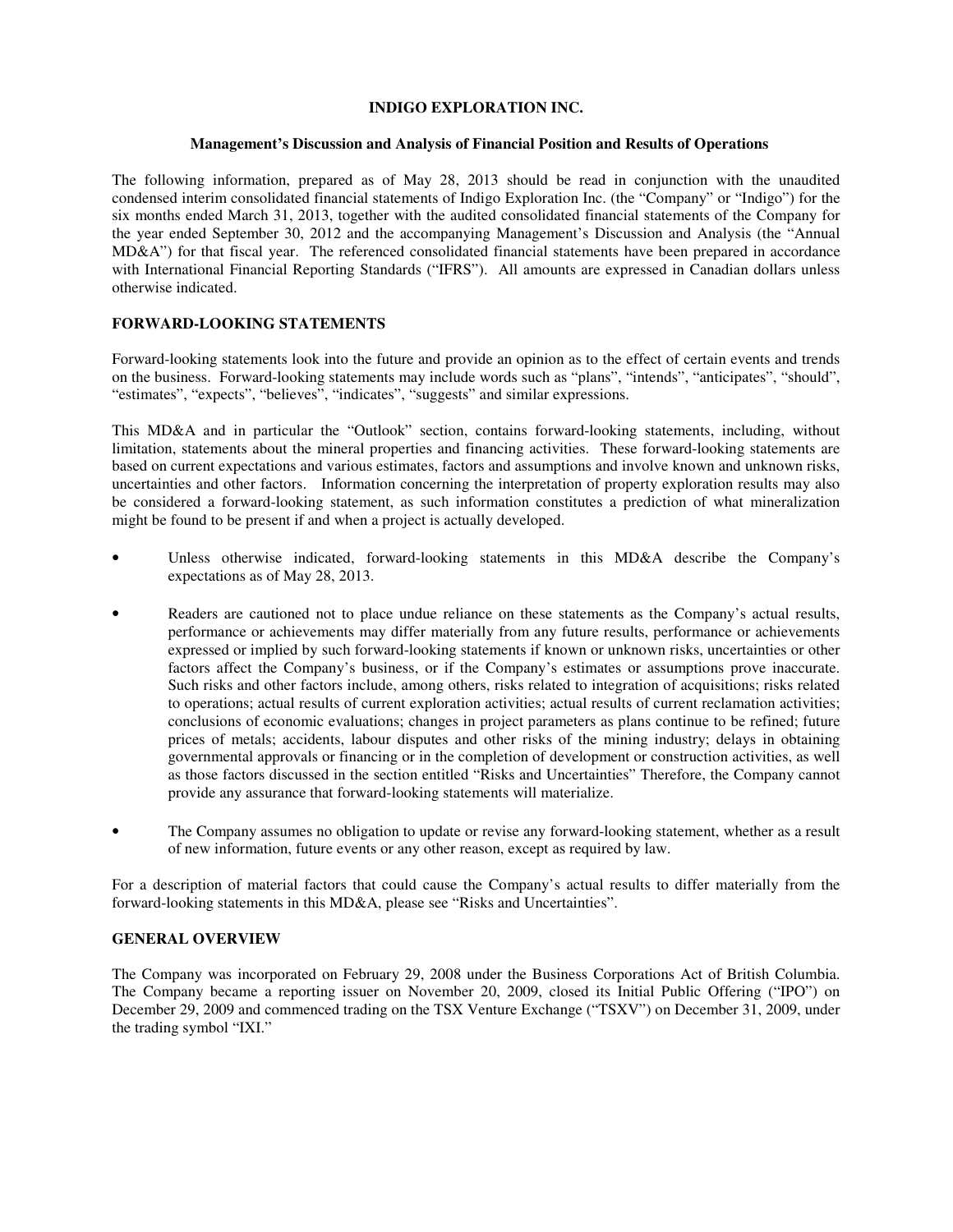# INDIGO EXPLORATION INC.

## Management's Discussion and Analysis of Financial Position and Results of Operations

The following information, prepared as of May 28, 2013 should be read in conjunction with the unaudited condensed interim consolidated financial statements of Indigo Exploration Inc. (the "Company" or "Indigo") for the six months ended March 31, 2013, together with the audited consolidated financial statements of the Company for the year ended September 30, 2012 and the accompanying Management's Discussion and Analysis (the "Annual MD&A") for that fiscal year. The referenced consolidated financial statements have been prepared in accordance with International Financial Reporting Standards ("IFRS"). All amounts are expressed in Canadian dollars unless otherwise indicated.

## FORWARD-LOOKING STATEMENTS

Forward-looking statements look into the future and provide an opinion as to the effect of certain events and trends on the business. Forward-looking statements may include words such as "plans", "intends", "anticipates", "should", "estimates", "expects", "believes", "indicates", "suggests" and similar expressions.

This MD&A and in particular the "Outlook" section, contains forward-looking statements, including, without limitation, statements about the mineral properties and financing activities. These forward-looking statements are based on current expectations and various estimates, factors and assumptions and involve known and unknown risks, uncertainties and other factors. Information concerning the interpretation of property exploration results may also be considered a forward-looking statement, as such information constitutes a prediction of what mineralization might be found to be present if and when a project is actually developed.

- Unless otherwise indicated, forward-looking statements in this MD&A describe the Company's expectations as of May 28, 2013.
- Readers are cautioned not to place undue reliance on these statements as the Company's actual results, performance or achievements may differ materially from any future results, performance or achievements expressed or implied by such forward-looking statements if known or unknown risks, uncertainties or other factors affect the Company's business, or if the Company's estimates or assumptions prove inaccurate. Such risks and other factors include, among others, risks related to integration of acquisitions; risks related to operations; actual results of current exploration activities; actual results of current reclamation activities; conclusions of economic evaluations; changes in project parameters as plans continue to be refined; future prices of metals; accidents, labour disputes and other risks of the mining industry; delays in obtaining governmental approvals or financing or in the completion of development or construction activities, as well as those factors discussed in the section entitled "Risks and Uncertainties" Therefore, the Company cannot provide any assurance that forward-looking statements will materialize.
- The Company assumes no obligation to update or revise any forward-looking statement, whether as a result of new information, future events or any other reason, except as required by law.

For a description of material factors that could cause the Company's actual results to differ materially from the forward-looking statements in this MD&A, please see "Risks and Uncertainties".

## GENERAL OVERVIEW

The Company was incorporated on February 29, 2008 under the Business Corporations Act of British Columbia. The Company became a reporting issuer on November 20, 2009, closed its Initial Public Offering ("IPO") on December 29, 2009 and commenced trading on the TSX Venture Exchange ("TSXV") on December 31, 2009, under the trading symbol "IXI."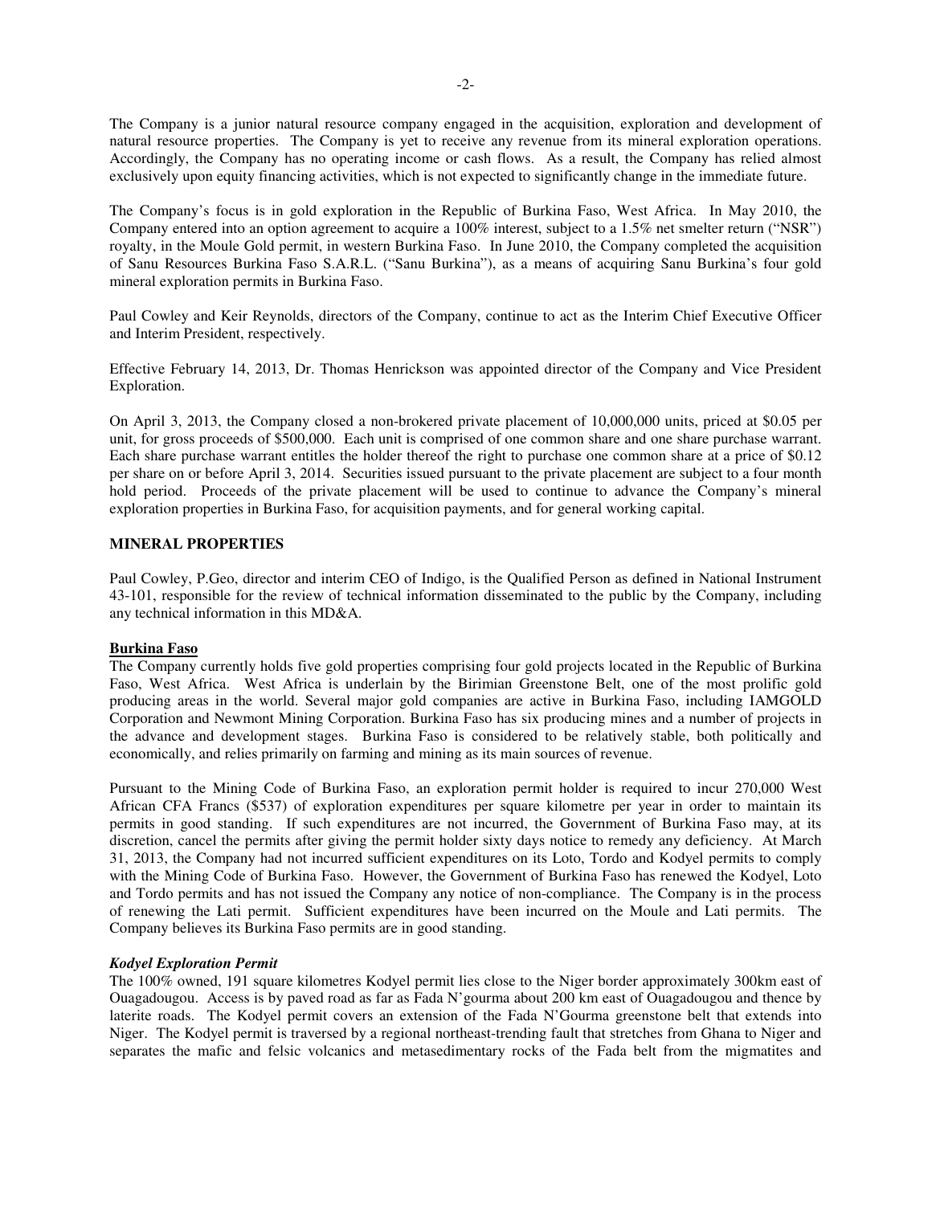The Company is a junior natural resource company engaged in the acquisition, exploration and development of natural resource properties. The Company is yet to receive any revenue from its mineral exploration operations. Accordingly, the Company has no operating income or cash flows. As a result, the Company has relied almost exclusively upon equity financing activities, which is not expected to significantly change in the immediate future.

The Company's focus is in gold exploration in the Republic of Burkina Faso, West Africa. In May 2010, the Company entered into an option agreement to acquire a 100% interest, subject to a 1.5% net smelter return ("NSR") royalty, in the Moule Gold permit, in western Burkina Faso. In June 2010, the Company completed the acquisition of Sanu Resources Burkina Faso S.A.R.L. ("Sanu Burkina"), as a means of acquiring Sanu Burkina's four gold mineral exploration permits in Burkina Faso.

Paul Cowley and Keir Reynolds, directors of the Company, continue to act as the Interim Chief Executive Officer and Interim President, respectively.

Effective February 14, 2013, Dr. Thomas Henrickson was appointed director of the Company and Vice President Exploration.

On April 3, 2013, the Company closed a non-brokered private placement of 10,000,000 units, priced at $0.05 per unit, for gross proceeds of $500,000. Each unit is comprised of one common share and one share purchase warrant. Each share purchase warrant entitles the holder thereof the right to purchase one common share at a price of $0.12 per share on or before April 3, 2014. Securities issued pursuant to the private placement are subject to a four month hold period. Proceeds of the private placement will be used to continue to advance the Company's mineral exploration properties in Burkina Faso, for acquisition payments, and for general working capital.

## MINERAL PROPERTIES

Paul Cowley, P.Geo, director and interim CEO of Indigo, is the Qualified Person as defined in National Instrument 43-101, responsible for the review of technical information disseminated to the public by the Company, including any technical information in this MD&A.

### Burkina Faso

The Company currently holds five gold properties comprising four gold projects located in the Republic of Burkina Faso, West Africa. West Africa is underlain by the Birimian Greenstone Belt, one of the most prolific gold producing areas in the world. Several major gold companies are active in Burkina Faso, including IAMGOLD Corporation and Newmont Mining Corporation. Burkina Faso has six producing mines and a number of projects in the advance and development stages. Burkina Faso is considered to be relatively stable, both politically and economically, and relies primarily on farming and mining as its main sources of revenue.

Pursuant to the Mining Code of Burkina Faso, an exploration permit holder is required to incur 270,000 West African CFA Francs ($537) of exploration expenditures per square kilometre per year in order to maintain its permits in good standing. If such expenditures are not incurred, the Government of Burkina Faso may, at its discretion, cancel the permits after giving the permit holder sixty days notice to remedy any deficiency. At March 31, 2013, the Company had not incurred sufficient expenditures on its Loto, Tordo and Kodyel permits to comply with the Mining Code of Burkina Faso. However, the Government of Burkina Faso has renewed the Kodyel, Loto and Tordo permits and has not issued the Company any notice of non-compliance. The Company is in the process of renewing the Lati permit. Sufficient expenditures have been incurred on the Moule and Lati permits. The Company believes its Burkina Faso permits are in good standing.

#### *Kodyel Exploration Permit*

The 100% owned, 191 square kilometres Kodyel permit lies close to the Niger border approximately 300km east of Ouagadougou. Access is by paved road as far as Fada N'gourma about 200 km east of Ouagadougou and thence by laterite roads. The Kodyel permit covers an extension of the Fada N'Gourma greenstone belt that extends into Niger. The Kodyel permit is traversed by a regional northeast-trending fault that stretches from Ghana to Niger and separates the mafic and felsic volcanics and metasedimentary rocks of the Fada belt from the migmatites and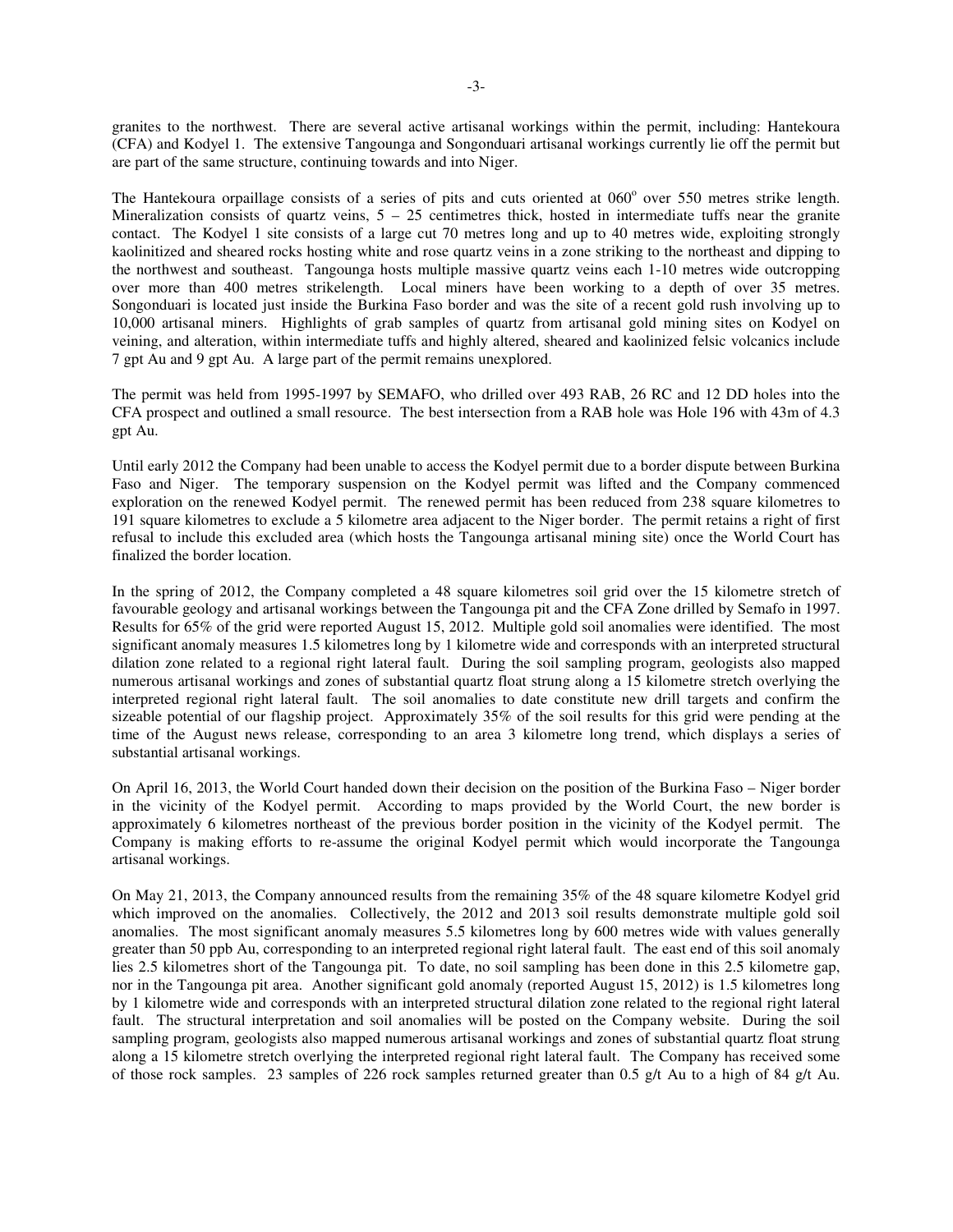granites to the northwest. There are several active artisanal workings within the permit, including: Hantekoura (CFA) and Kodyel 1. The extensive Tangounga and Songonduari artisanal workings currently lie off the permit but are part of the same structure, continuing towards and into Niger.

The Hantekoura orpaillage consists of a series of pits and cuts oriented at 060° over 550 metres strike length. Mineralization consists of quartz veins, 5 – 25 centimetres thick, hosted in intermediate tuffs near the granite contact. The Kodyel 1 site consists of a large cut 70 metres long and up to 40 metres wide, exploiting strongly kaolinitized and sheared rocks hosting white and rose quartz veins in a zone striking to the northeast and dipping to the northwest and southeast. Tangounga hosts multiple massive quartz veins each 1-10 metres wide outcropping over more than 400 metres strikelength. Local miners have been working to a depth of over 35 metres. Songonduari is located just inside the Burkina Faso border and was the site of a recent gold rush involving up to 10,000 artisanal miners. Highlights of grab samples of quartz from artisanal gold mining sites on Kodyel on veining, and alteration, within intermediate tuffs and highly altered, sheared and kaolinized felsic volcanics include 7 gpt Au and 9 gpt Au. A large part of the permit remains unexplored.

The permit was held from 1995-1997 by SEMAFO, who drilled over 493 RAB, 26 RC and 12 DD holes into the CFA prospect and outlined a small resource. The best intersection from a RAB hole was Hole 196 with 43m of 4.3 gpt Au.

Until early 2012 the Company had been unable to access the Kodyel permit due to a border dispute between Burkina Faso and Niger. The temporary suspension on the Kodyel permit was lifted and the Company commenced exploration on the renewed Kodyel permit. The renewed permit has been reduced from 238 square kilometres to 191 square kilometres to exclude a 5 kilometre area adjacent to the Niger border. The permit retains a right of first refusal to include this excluded area (which hosts the Tangounga artisanal mining site) once the World Court has finalized the border location.

In the spring of 2012, the Company completed a 48 square kilometres soil grid over the 15 kilometre stretch of favourable geology and artisanal workings between the Tangounga pit and the CFA Zone drilled by Semafo in 1997. Results for 65% of the grid were reported August 15, 2012. Multiple gold soil anomalies were identified. The most significant anomaly measures 1.5 kilometres long by 1 kilometre wide and corresponds with an interpreted structural dilation zone related to a regional right lateral fault. During the soil sampling program, geologists also mapped numerous artisanal workings and zones of substantial quartz float strung along a 15 kilometre stretch overlying the interpreted regional right lateral fault. The soil anomalies to date constitute new drill targets and confirm the sizeable potential of our flagship project. Approximately 35% of the soil results for this grid were pending at the time of the August news release, corresponding to an area 3 kilometre long trend, which displays a series of substantial artisanal workings.

On April 16, 2013, the World Court handed down their decision on the position of the Burkina Faso – Niger border in the vicinity of the Kodyel permit. According to maps provided by the World Court, the new border is approximately 6 kilometres northeast of the previous border position in the vicinity of the Kodyel permit. The Company is making efforts to re-assume the original Kodyel permit which would incorporate the Tangounga artisanal workings.

On May 21, 2013, the Company announced results from the remaining 35% of the 48 square kilometre Kodyel grid which improved on the anomalies. Collectively, the 2012 and 2013 soil results demonstrate multiple gold soil anomalies. The most significant anomaly measures 5.5 kilometres long by 600 metres wide with values generally greater than 50 ppb Au, corresponding to an interpreted regional right lateral fault. The east end of this soil anomaly lies 2.5 kilometres short of the Tangounga pit. To date, no soil sampling has been done in this 2.5 kilometre gap, nor in the Tangounga pit area. Another significant gold anomaly (reported August 15, 2012) is 1.5 kilometres long by 1 kilometre wide and corresponds with an interpreted structural dilation zone related to the regional right lateral fault. The structural interpretation and soil anomalies will be posted on the Company website. During the soil sampling program, geologists also mapped numerous artisanal workings and zones of substantial quartz float strung along a 15 kilometre stretch overlying the interpreted regional right lateral fault. The Company has received some of those rock samples. 23 samples of 226 rock samples returned greater than 0.5 g/t Au to a high of 84 g/t Au.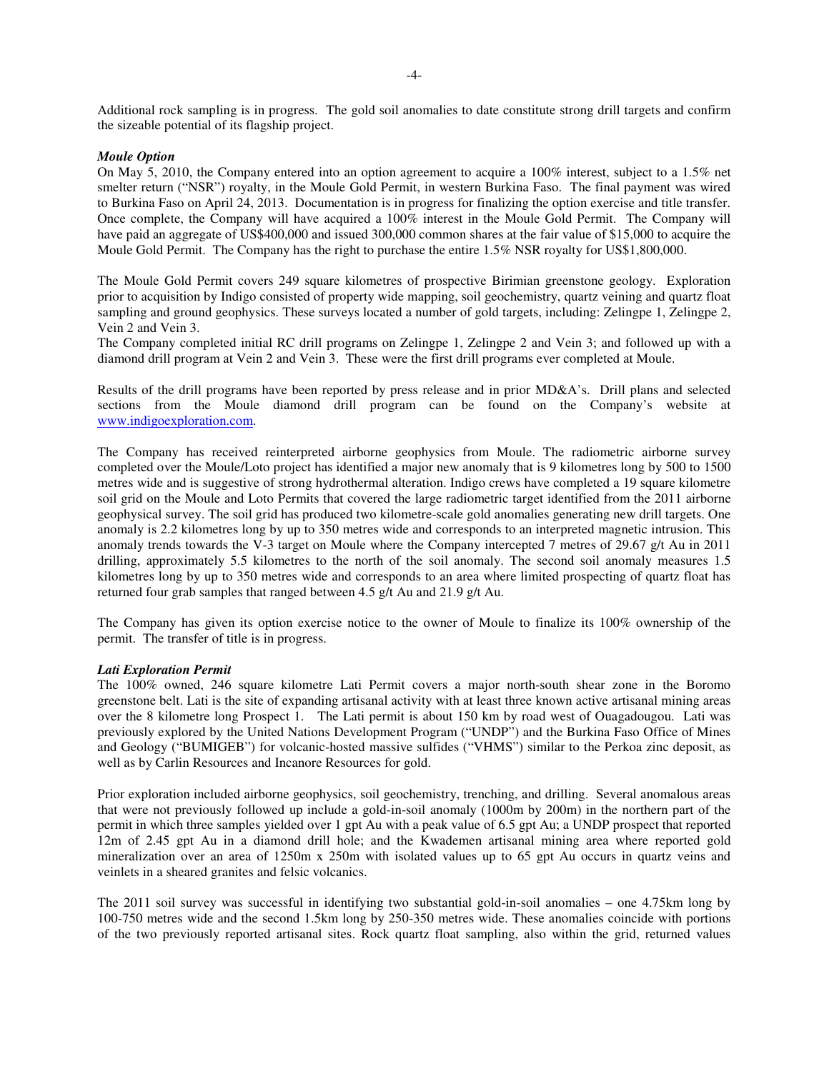Additional rock sampling is in progress. The gold soil anomalies to date constitute strong drill targets and confirm the sizeable potential of its flagship project.

***Moule Option***

On May 5, 2010, the Company entered into an option agreement to acquire a 100% interest, subject to a 1.5% net smelter return ("NSR") royalty, in the Moule Gold Permit, in western Burkina Faso. The final payment was wired to Burkina Faso on April 24, 2013. Documentation is in progress for finalizing the option exercise and title transfer. Once complete, the Company will have acquired a 100% interest in the Moule Gold Permit. The Company will have paid an aggregate of US$400,000 and issued 300,000 common shares at the fair value of $15,000 to acquire the Moule Gold Permit. The Company has the right to purchase the entire 1.5% NSR royalty for US$1,800,000.

The Moule Gold Permit covers 249 square kilometres of prospective Birimian greenstone geology. Exploration prior to acquisition by Indigo consisted of property wide mapping, soil geochemistry, quartz veining and quartz float sampling and ground geophysics. These surveys located a number of gold targets, including: Zelingpe 1, Zelingpe 2, Vein 2 and Vein 3.

The Company completed initial RC drill programs on Zelingpe 1, Zelingpe 2 and Vein 3; and followed up with a diamond drill program at Vein 2 and Vein 3. These were the first drill programs ever completed at Moule.

Results of the drill programs have been reported by press release and in prior MD&A's. Drill plans and selected sections from the Moule diamond drill program can be found on the Company's website at www.indigoexploration.com.

The Company has received reinterpreted airborne geophysics from Moule. The radiometric airborne survey completed over the Moule/Loto project has identified a major new anomaly that is 9 kilometres long by 500 to 1500 metres wide and is suggestive of strong hydrothermal alteration. Indigo crews have completed a 19 square kilometre soil grid on the Moule and Loto Permits that covered the large radiometric target identified from the 2011 airborne geophysical survey. The soil grid has produced two kilometre-scale gold anomalies generating new drill targets. One anomaly is 2.2 kilometres long by up to 350 metres wide and corresponds to an interpreted magnetic intrusion. This anomaly trends towards the V-3 target on Moule where the Company intercepted 7 metres of 29.67 g/t Au in 2011 drilling, approximately 5.5 kilometres to the north of the soil anomaly. The second soil anomaly measures 1.5 kilometres long by up to 350 metres wide and corresponds to an area where limited prospecting of quartz float has returned four grab samples that ranged between 4.5 g/t Au and 21.9 g/t Au.

The Company has given its option exercise notice to the owner of Moule to finalize its 100% ownership of the permit. The transfer of title is in progress.

***Lati Exploration Permit***

The 100% owned, 246 square kilometre Lati Permit covers a major north-south shear zone in the Boromo greenstone belt. Lati is the site of expanding artisanal activity with at least three known active artisanal mining areas over the 8 kilometre long Prospect 1. The Lati permit is about 150 km by road west of Ouagadougou. Lati was previously explored by the United Nations Development Program ("UNDP") and the Burkina Faso Office of Mines and Geology ("BUMIGEB") for volcanic-hosted massive sulfides ("VHMS") similar to the Perkoa zinc deposit, as well as by Carlin Resources and Incanore Resources for gold.

Prior exploration included airborne geophysics, soil geochemistry, trenching, and drilling. Several anomalous areas that were not previously followed up include a gold-in-soil anomaly (1000m by 200m) in the northern part of the permit in which three samples yielded over 1 gpt Au with a peak value of 6.5 gpt Au; a UNDP prospect that reported 12m of 2.45 gpt Au in a diamond drill hole; and the Kwademen artisanal mining area where reported gold mineralization over an area of 1250m x 250m with isolated values up to 65 gpt Au occurs in quartz veins and veinlets in a sheared granites and felsic volcanics.

The 2011 soil survey was successful in identifying two substantial gold-in-soil anomalies – one 4.75km long by 100-750 metres wide and the second 1.5km long by 250-350 metres wide. These anomalies coincide with portions of the two previously reported artisanal sites. Rock quartz float sampling, also within the grid, returned values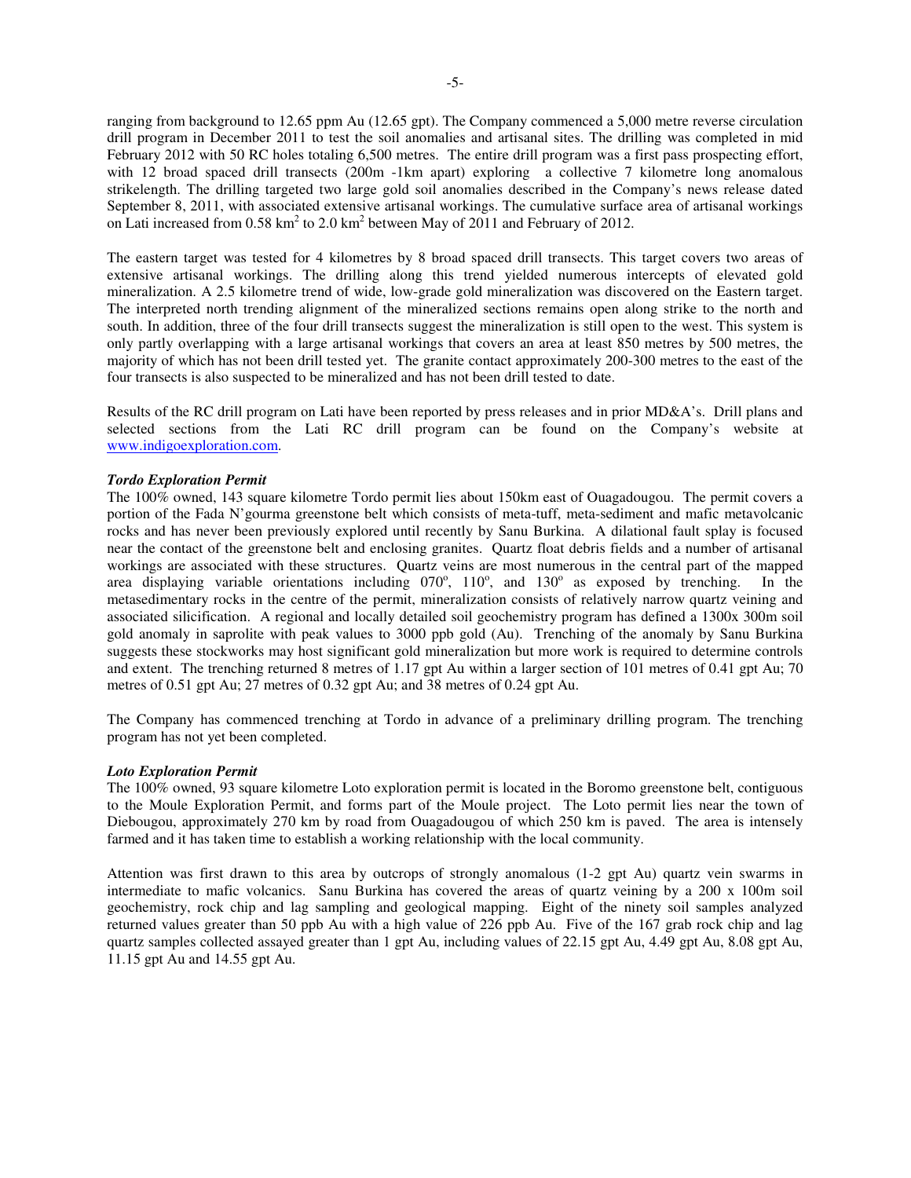ranging from background to 12.65 ppm Au (12.65 gpt). The Company commenced a 5,000 metre reverse circulation drill program in December 2011 to test the soil anomalies and artisanal sites. The drilling was completed in mid February 2012 with 50 RC holes totaling 6,500 metres. The entire drill program was a first pass prospecting effort, with 12 broad spaced drill transects (200m -1km apart) exploring a collective 7 kilometre long anomalous strikelength. The drilling targeted two large gold soil anomalies described in the Company's news release dated September 8, 2011, with associated extensive artisanal workings. The cumulative surface area of artisanal workings on Lati increased from 0.58 km$^2$ to 2.0 km$^2$ between May of 2011 and February of 2012.

The eastern target was tested for 4 kilometres by 8 broad spaced drill transects. This target covers two areas of extensive artisanal workings. The drilling along this trend yielded numerous intercepts of elevated gold mineralization. A 2.5 kilometre trend of wide, low-grade gold mineralization was discovered on the Eastern target. The interpreted north trending alignment of the mineralized sections remains open along strike to the north and south. In addition, three of the four drill transects suggest the mineralization is still open to the west. This system is only partly overlapping with a large artisanal workings that covers an area at least 850 metres by 500 metres, the majority of which has not been drill tested yet. The granite contact approximately 200-300 metres to the east of the four transects is also suspected to be mineralized and has not been drill tested to date.

Results of the RC drill program on Lati have been reported by press releases and in prior MD&A's. Drill plans and selected sections from the Lati RC drill program can be found on the Company's website at www.indigoexploration.com.

***Tordo Exploration Permit***

The 100% owned, 143 square kilometre Tordo permit lies about 150km east of Ouagadougou. The permit covers a portion of the Fada N'gourma greenstone belt which consists of meta-tuff, meta-sediment and mafic metavolcanic rocks and has never been previously explored until recently by Sanu Burkina. A dilational fault splay is focused near the contact of the greenstone belt and enclosing granites. Quartz float debris fields and a number of artisanal workings are associated with these structures. Quartz veins are most numerous in the central part of the mapped area displaying variable orientations including 070$^o$, 110$^o$, and 130$^o$ as exposed by trenching. In the metasedimentary rocks in the centre of the permit, mineralization consists of relatively narrow quartz veining and associated silicification. A regional and locally detailed soil geochemistry program has defined a 1300x 300m soil gold anomaly in saprolite with peak values to 3000 ppb gold (Au). Trenching of the anomaly by Sanu Burkina suggests these stockworks may host significant gold mineralization but more work is required to determine controls and extent. The trenching returned 8 metres of 1.17 gpt Au within a larger section of 101 metres of 0.41 gpt Au; 70 metres of 0.51 gpt Au; 27 metres of 0.32 gpt Au; and 38 metres of 0.24 gpt Au.

The Company has commenced trenching at Tordo in advance of a preliminary drilling program. The trenching program has not yet been completed.

***Loto Exploration Permit***

The 100% owned, 93 square kilometre Loto exploration permit is located in the Boromo greenstone belt, contiguous to the Moule Exploration Permit, and forms part of the Moule project. The Loto permit lies near the town of Diebougou, approximately 270 km by road from Ouagadougou of which 250 km is paved. The area is intensely farmed and it has taken time to establish a working relationship with the local community.

Attention was first drawn to this area by outcrops of strongly anomalous (1-2 gpt Au) quartz vein swarms in intermediate to mafic volcanics. Sanu Burkina has covered the areas of quartz veining by a 200 x 100m soil geochemistry, rock chip and lag sampling and geological mapping. Eight of the ninety soil samples analyzed returned values greater than 50 ppb Au with a high value of 226 ppb Au. Five of the 167 grab rock chip and lag quartz samples collected assayed greater than 1 gpt Au, including values of 22.15 gpt Au, 4.49 gpt Au, 8.08 gpt Au, 11.15 gpt Au and 14.55 gpt Au.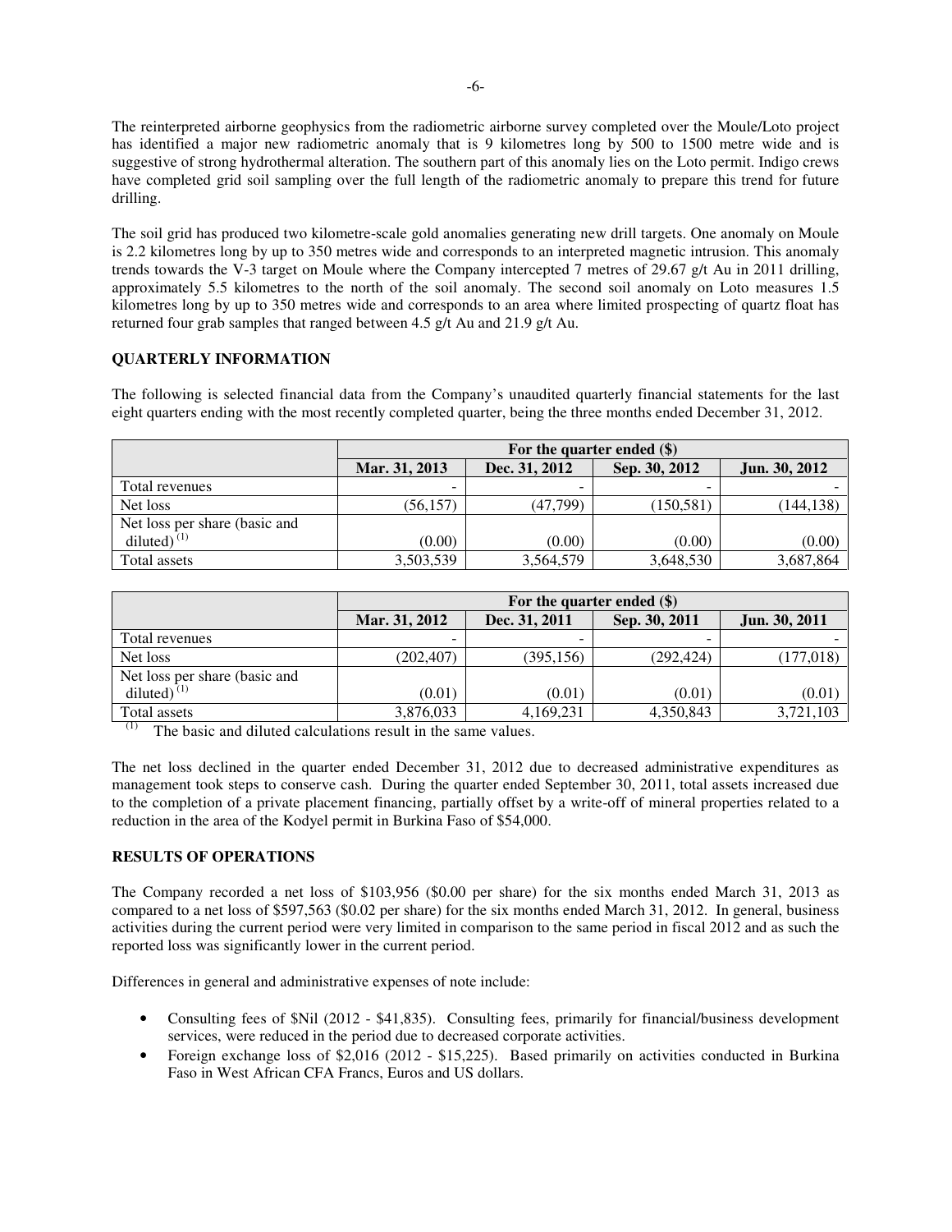The reinterpreted airborne geophysics from the radiometric airborne survey completed over the Moule/Loto project has identified a major new radiometric anomaly that is 9 kilometres long by 500 to 1500 metre wide and is suggestive of strong hydrothermal alteration. The southern part of this anomaly lies on the Loto permit. Indigo crews have completed grid soil sampling over the full length of the radiometric anomaly to prepare this trend for future drilling.

The soil grid has produced two kilometre-scale gold anomalies generating new drill targets. One anomaly on Moule is 2.2 kilometres long by up to 350 metres wide and corresponds to an interpreted magnetic intrusion. This anomaly trends towards the V-3 target on Moule where the Company intercepted 7 metres of 29.67 g/t Au in 2011 drilling, approximately 5.5 kilometres to the north of the soil anomaly. The second soil anomaly on Loto measures 1.5 kilometres long by up to 350 metres wide and corresponds to an area where limited prospecting of quartz float has returned four grab samples that ranged between 4.5 g/t Au and 21.9 g/t Au.

## QUARTERLY INFORMATION

The following is selected financial data from the Company's unaudited quarterly financial statements for the last eight quarters ending with the most recently completed quarter, being the three months ended December 31, 2012.

| | For the quarter ended ($) | | | |
|---|---|---|---|---|
| | **Mar. 31, 2013** | **Dec. 31, 2012** | **Sep. 30, 2012** | **Jun. 30, 2012** |
| Total revenues | - | - | - | - |
| Net loss | (56,157) | (47,799) | (150,581) | (144,138) |
| Net loss per share (basic and diluted) [(1)] | (0.00) | (0.00) | (0.00) | (0.00) |
| Total assets | 3,503,539 | 3,564,579 | 3,648,530 | 3,687,864 |

| | For the quarter ended ($) | | | |
|---|---|---|---|---|
| | **Mar. 31, 2012** | **Dec. 31, 2011** | **Sep. 30, 2011** | **Jun. 30, 2011** |
| Total revenues | - | - | - | - |
| Net loss | (202,407) | (395,156) | (292,424) | (177,018) |
| Net loss per share (basic and diluted) [(1)] | (0.01) | (0.01) | (0.01) | (0.01) |
| Total assets | 3,876,033 | 4,169,231 | 4,350,843 | 3,721,103 |

[(1)] The basic and diluted calculations result in the same values.

The net loss declined in the quarter ended December 31, 2012 due to decreased administrative expenditures as management took steps to conserve cash. During the quarter ended September 30, 2011, total assets increased due to the completion of a private placement financing, partially offset by a write-off of mineral properties related to a reduction in the area of the Kodyel permit in Burkina Faso of $54,000.

## RESULTS OF OPERATIONS

The Company recorded a net loss of $103,956 ($0.00 per share) for the six months ended March 31, 2013 as compared to a net loss of $597,563 ($0.02 per share) for the six months ended March 31, 2012. In general, business activities during the current period were very limited in comparison to the same period in fiscal 2012 and as such the reported loss was significantly lower in the current period.

Differences in general and administrative expenses of note include:

- Consulting fees of $Nil (2012 - $41,835). Consulting fees, primarily for financial/business development services, were reduced in the period due to decreased corporate activities.
- Foreign exchange loss of $2,016 (2012 - $15,225). Based primarily on activities conducted in Burkina Faso in West African CFA Francs, Euros and US dollars.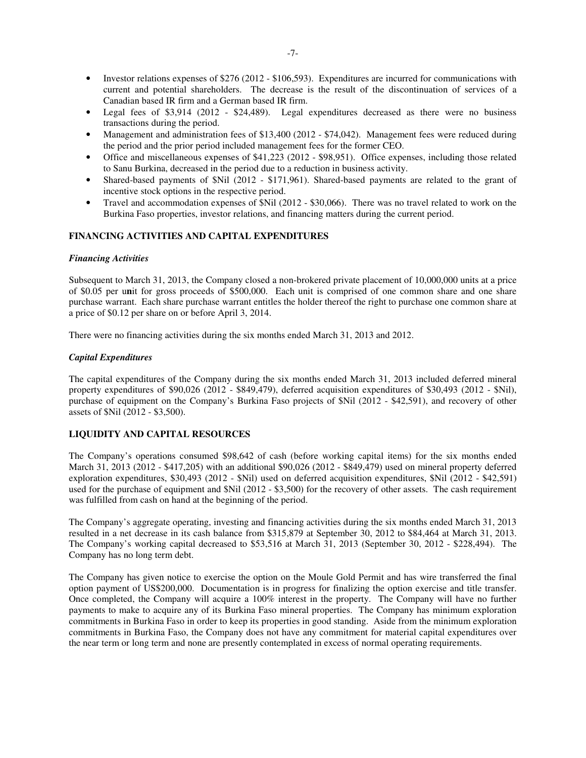- Investor relations expenses of $276 (2012 - $106,593). Expenditures are incurred for communications with current and potential shareholders. The decrease is the result of the discontinuation of services of a Canadian based IR firm and a German based IR firm.
- Legal fees of $3,914 (2012 - $24,489). Legal expenditures decreased as there were no business transactions during the period.
- Management and administration fees of $13,400 (2012 - $74,042). Management fees were reduced during the period and the prior period included management fees for the former CEO.
- Office and miscellaneous expenses of $41,223 (2012 - $98,951). Office expenses, including those related to Sanu Burkina, decreased in the period due to a reduction in business activity.
- Shared-based payments of $Nil (2012 - $171,961). Shared-based payments are related to the grant of incentive stock options in the respective period.
- Travel and accommodation expenses of $Nil (2012 - $30,066). There was no travel related to work on the Burkina Faso properties, investor relations, and financing matters during the current period.

## FINANCING ACTIVITIES AND CAPITAL EXPENDITURES

### *Financing Activities*

Subsequent to March 31, 2013, the Company closed a non-brokered private placement of 10,000,000 units at a price of $0.05 per unit for gross proceeds of $500,000. Each unit is comprised of one common share and one share purchase warrant. Each share purchase warrant entitles the holder thereof the right to purchase one common share at a price of $0.12 per share on or before April 3, 2014.

There were no financing activities during the six months ended March 31, 2013 and 2012.

### *Capital Expenditures*

The capital expenditures of the Company during the six months ended March 31, 2013 included deferred mineral property expenditures of $90,026 (2012 - $849,479), deferred acquisition expenditures of $30,493 (2012 - $Nil), purchase of equipment on the Company's Burkina Faso projects of $Nil (2012 - $42,591), and recovery of other assets of $Nil (2012 - $3,500).

## LIQUIDITY AND CAPITAL RESOURCES

The Company's operations consumed $98,642 of cash (before working capital items) for the six months ended March 31, 2013 (2012 - $417,205) with an additional $90,026 (2012 - $849,479) used on mineral property deferred exploration expenditures, $30,493 (2012 - $Nil) used on deferred acquisition expenditures, $Nil (2012 - $42,591) used for the purchase of equipment and $Nil (2012 - $3,500) for the recovery of other assets. The cash requirement was fulfilled from cash on hand at the beginning of the period.

The Company's aggregate operating, investing and financing activities during the six months ended March 31, 2013 resulted in a net decrease in its cash balance from $315,879 at September 30, 2012 to $84,464 at March 31, 2013. The Company's working capital decreased to $53,516 at March 31, 2013 (September 30, 2012 - $228,494). The Company has no long term debt.

The Company has given notice to exercise the option on the Moule Gold Permit and has wire transferred the final option payment of US$200,000. Documentation is in progress for finalizing the option exercise and title transfer. Once completed, the Company will acquire a 100% interest in the property. The Company will have no further payments to make to acquire any of its Burkina Faso mineral properties. The Company has minimum exploration commitments in Burkina Faso in order to keep its properties in good standing. Aside from the minimum exploration commitments in Burkina Faso, the Company does not have any commitment for material capital expenditures over the near term or long term and none are presently contemplated in excess of normal operating requirements.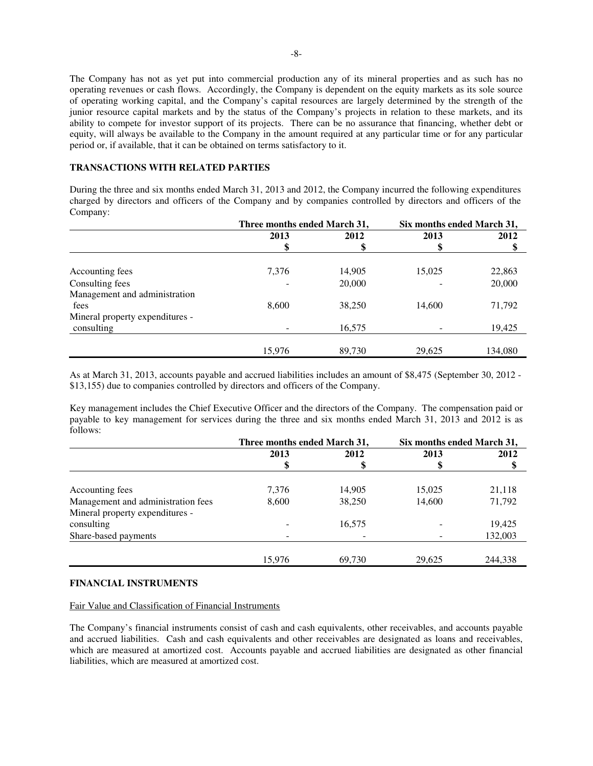The Company has not as yet put into commercial production any of its mineral properties and as such has no operating revenues or cash flows. Accordingly, the Company is dependent on the equity markets as its sole source of operating working capital, and the Company's capital resources are largely determined by the strength of the junior resource capital markets and by the status of the Company's projects in relation to these markets, and its ability to compete for investor support of its projects. There can be no assurance that financing, whether debt or equity, will always be available to the Company in the amount required at any particular time or for any particular period or, if available, that it can be obtained on terms satisfactory to it.

## TRANSACTIONS WITH RELATED PARTIES

During the three and six months ended March 31, 2013 and 2012, the Company incurred the following expenditures charged by directors and officers of the Company and by companies controlled by directors and officers of the Company:

| | Three months ended March 31, | | Six months ended March 31, | |
|---|---|---|---|---|
| | 2013 | 2012 | 2013 | 2012 |
| | $ | $ | $ | $ |
| Accounting fees | 7,376 | 14,905 | 15,025 | 22,863 |
| Consulting fees | - | 20,000 | - | 20,000 |
| Management and administration fees | 8,600 | 38,250 | 14,600 | 71,792 |
| Mineral property expenditures - consulting | - | 16,575 | - | 19,425 |
| | 15,976 | 89,730 | 29,625 | 134,080 |

As at March 31, 2013, accounts payable and accrued liabilities includes an amount of $8,475 (September 30, 2012 - $13,155) due to companies controlled by directors and officers of the Company.

Key management includes the Chief Executive Officer and the directors of the Company. The compensation paid or payable to key management for services during the three and six months ended March 31, 2013 and 2012 is as follows:

| | Three months ended March 31, | | Six months ended March 31, | |
|---|---|---|---|---|
| | 2013 | 2012 | 2013 | 2012 |
| | $ | $ | $ | $ |
| Accounting fees | 7,376 | 14,905 | 15,025 | 21,118 |
| Management and administration fees | 8,600 | 38,250 | 14,600 | 71,792 |
| Mineral property expenditures - consulting | - | 16,575 | - | 19,425 |
| Share-based payments | - | - | - | 132,003 |
| | 15,976 | 69,730 | 29,625 | 244,338 |

## FINANCIAL INSTRUMENTS

Fair Value and Classification of Financial Instruments

The Company's financial instruments consist of cash and cash equivalents, other receivables, and accounts payable and accrued liabilities. Cash and cash equivalents and other receivables are designated as loans and receivables, which are measured at amortized cost. Accounts payable and accrued liabilities are designated as other financial liabilities, which are measured at amortized cost.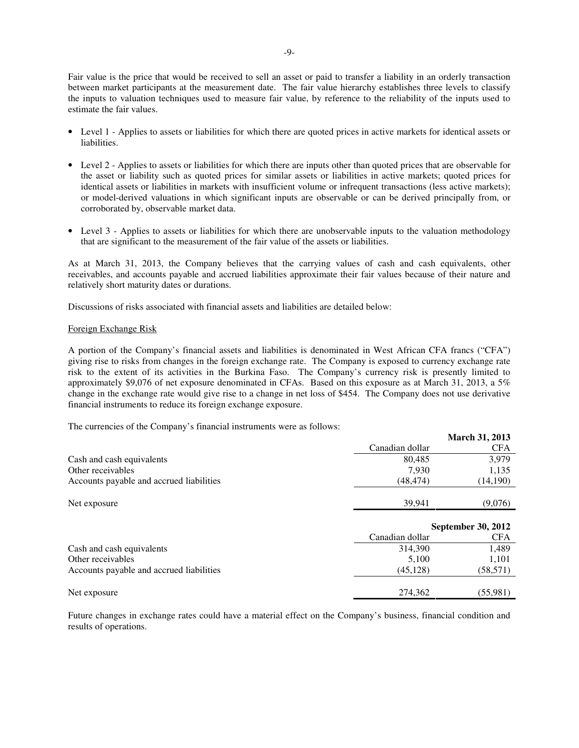Fair value is the price that would be received to sell an asset or paid to transfer a liability in an orderly transaction between market participants at the measurement date. The fair value hierarchy establishes three levels to classify the inputs to valuation techniques used to measure fair value, by reference to the reliability of the inputs used to estimate the fair values.

- Level 1 - Applies to assets or liabilities for which there are quoted prices in active markets for identical assets or liabilities.
- Level 2 - Applies to assets or liabilities for which there are inputs other than quoted prices that are observable for the asset or liability such as quoted prices for similar assets or liabilities in active markets; quoted prices for identical assets or liabilities in markets with insufficient volume or infrequent transactions (less active markets); or model-derived valuations in which significant inputs are observable or can be derived principally from, or corroborated by, observable market data.
- Level 3 - Applies to assets or liabilities for which there are unobservable inputs to the valuation methodology that are significant to the measurement of the fair value of the assets or liabilities.

As at March 31, 2013, the Company believes that the carrying values of cash and cash equivalents, other receivables, and accounts payable and accrued liabilities approximate their fair values because of their nature and relatively short maturity dates or durations.

Discussions of risks associated with financial assets and liabilities are detailed below:

Foreign Exchange Risk

A portion of the Company's financial assets and liabilities is denominated in West African CFA francs ("CFA") giving rise to risks from changes in the foreign exchange rate. The Company is exposed to currency exchange rate risk to the extent of its activities in the Burkina Faso. The Company's currency risk is presently limited to approximately $9,076 of net exposure denominated in CFAs. Based on this exposure as at March 31, 2013, a 5% change in the exchange rate would give rise to a change in net loss of $454. The Company does not use derivative financial instruments to reduce its foreign exchange exposure.

The currencies of the Company's financial instruments were as follows:

| | | **March 31, 2013** |
|---|---|---|
| | Canadian dollar | CFA |
| Cash and cash equivalents | 80,485 | 3,979 |
| Other receivables | 7,930 | 1,135 |
| Accounts payable and accrued liabilities | (48,474) | (14,190) |
| Net exposure | 39,941 | (9,076) |

| | | **September 30, 2012** |
|---|---|---|
| | Canadian dollar | CFA |
| Cash and cash equivalents | 314,390 | 1,489 |
| Other receivables | 5,100 | 1,101 |
| Accounts payable and accrued liabilities | (45,128) | (58,571) |
| Net exposure | 274,362 | (55,981) |

Future changes in exchange rates could have a material effect on the Company's business, financial condition and results of operations.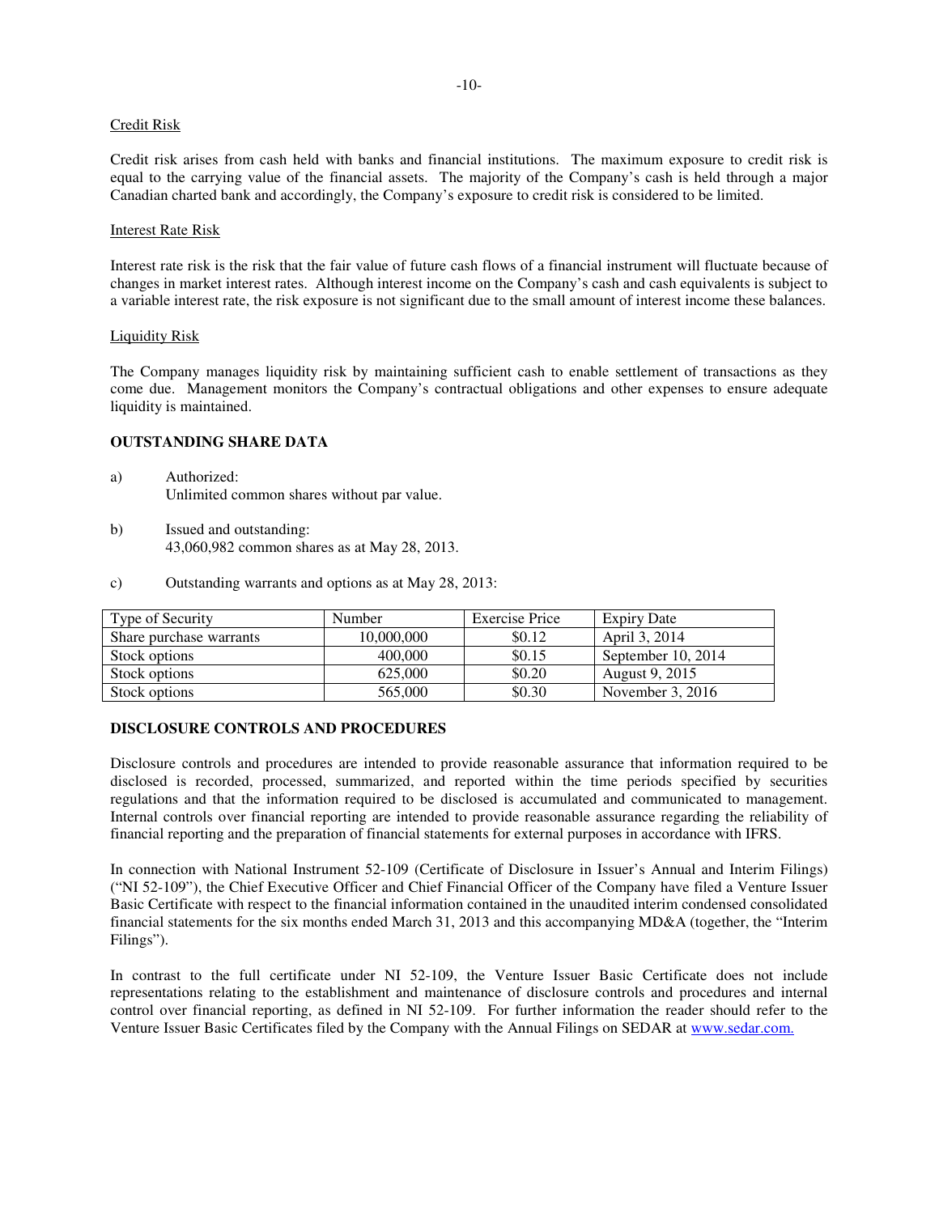Credit Risk

Credit risk arises from cash held with banks and financial institutions. The maximum exposure to credit risk is equal to the carrying value of the financial assets. The majority of the Company's cash is held through a major Canadian charted bank and accordingly, the Company's exposure to credit risk is considered to be limited.

Interest Rate Risk

Interest rate risk is the risk that the fair value of future cash flows of a financial instrument will fluctuate because of changes in market interest rates. Although interest income on the Company's cash and cash equivalents is subject to a variable interest rate, the risk exposure is not significant due to the small amount of interest income these balances.

Liquidity Risk

The Company manages liquidity risk by maintaining sufficient cash to enable settlement of transactions as they come due. Management monitors the Company's contractual obligations and other expenses to ensure adequate liquidity is maintained.

## OUTSTANDING SHARE DATA

a) Authorized:
Unlimited common shares without par value.

b) Issued and outstanding:
43,060,982 common shares as at May 28, 2013.

c) Outstanding warrants and options as at May 28, 2013:

| Type of Security | Number | Exercise Price | Expiry Date |
|---|---|---|---|
| Share purchase warrants | 10,000,000 | $0.12 | April 3, 2014 |
| Stock options | 400,000 | $0.15 | September 10, 2014 |
| Stock options | 625,000 | $0.20 | August 9, 2015 |
| Stock options | 565,000 | $0.30 | November 3, 2016 |

## DISCLOSURE CONTROLS AND PROCEDURES

Disclosure controls and procedures are intended to provide reasonable assurance that information required to be disclosed is recorded, processed, summarized, and reported within the time periods specified by securities regulations and that the information required to be disclosed is accumulated and communicated to management. Internal controls over financial reporting are intended to provide reasonable assurance regarding the reliability of financial reporting and the preparation of financial statements for external purposes in accordance with IFRS.

In connection with National Instrument 52-109 (Certificate of Disclosure in Issuer's Annual and Interim Filings) ("NI 52-109"), the Chief Executive Officer and Chief Financial Officer of the Company have filed a Venture Issuer Basic Certificate with respect to the financial information contained in the unaudited interim condensed consolidated financial statements for the six months ended March 31, 2013 and this accompanying MD&A (together, the "Interim Filings").

In contrast to the full certificate under NI 52-109, the Venture Issuer Basic Certificate does not include representations relating to the establishment and maintenance of disclosure controls and procedures and internal control over financial reporting, as defined in NI 52-109. For further information the reader should refer to the Venture Issuer Basic Certificates filed by the Company with the Annual Filings on SEDAR at www.sedar.com.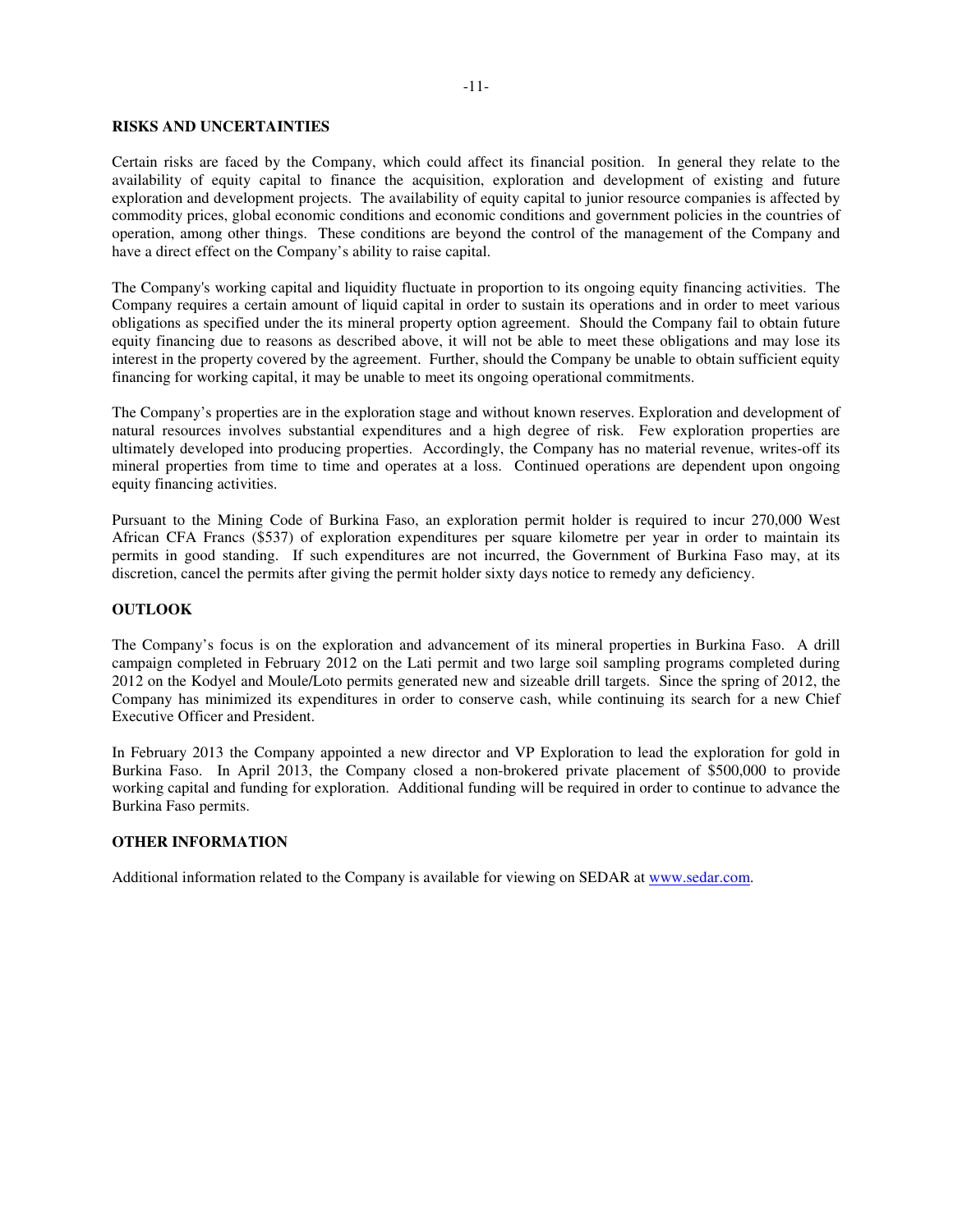## RISKS AND UNCERTAINTIES

Certain risks are faced by the Company, which could affect its financial position. In general they relate to the availability of equity capital to finance the acquisition, exploration and development of existing and future exploration and development projects. The availability of equity capital to junior resource companies is affected by commodity prices, global economic conditions and economic conditions and government policies in the countries of operation, among other things. These conditions are beyond the control of the management of the Company and have a direct effect on the Company's ability to raise capital.

The Company's working capital and liquidity fluctuate in proportion to its ongoing equity financing activities. The Company requires a certain amount of liquid capital in order to sustain its operations and in order to meet various obligations as specified under the its mineral property option agreement. Should the Company fail to obtain future equity financing due to reasons as described above, it will not be able to meet these obligations and may lose its interest in the property covered by the agreement. Further, should the Company be unable to obtain sufficient equity financing for working capital, it may be unable to meet its ongoing operational commitments.

The Company's properties are in the exploration stage and without known reserves. Exploration and development of natural resources involves substantial expenditures and a high degree of risk. Few exploration properties are ultimately developed into producing properties. Accordingly, the Company has no material revenue, writes-off its mineral properties from time to time and operates at a loss. Continued operations are dependent upon ongoing equity financing activities.

Pursuant to the Mining Code of Burkina Faso, an exploration permit holder is required to incur 270,000 West African CFA Francs ($537) of exploration expenditures per square kilometre per year in order to maintain its permits in good standing. If such expenditures are not incurred, the Government of Burkina Faso may, at its discretion, cancel the permits after giving the permit holder sixty days notice to remedy any deficiency.

## OUTLOOK

The Company's focus is on the exploration and advancement of its mineral properties in Burkina Faso. A drill campaign completed in February 2012 on the Lati permit and two large soil sampling programs completed during 2012 on the Kodyel and Moule/Loto permits generated new and sizeable drill targets. Since the spring of 2012, the Company has minimized its expenditures in order to conserve cash, while continuing its search for a new Chief Executive Officer and President.

In February 2013 the Company appointed a new director and VP Exploration to lead the exploration for gold in Burkina Faso. In April 2013, the Company closed a non-brokered private placement of $500,000 to provide working capital and funding for exploration. Additional funding will be required in order to continue to advance the Burkina Faso permits.

## OTHER INFORMATION

Additional information related to the Company is available for viewing on SEDAR at www.sedar.com.